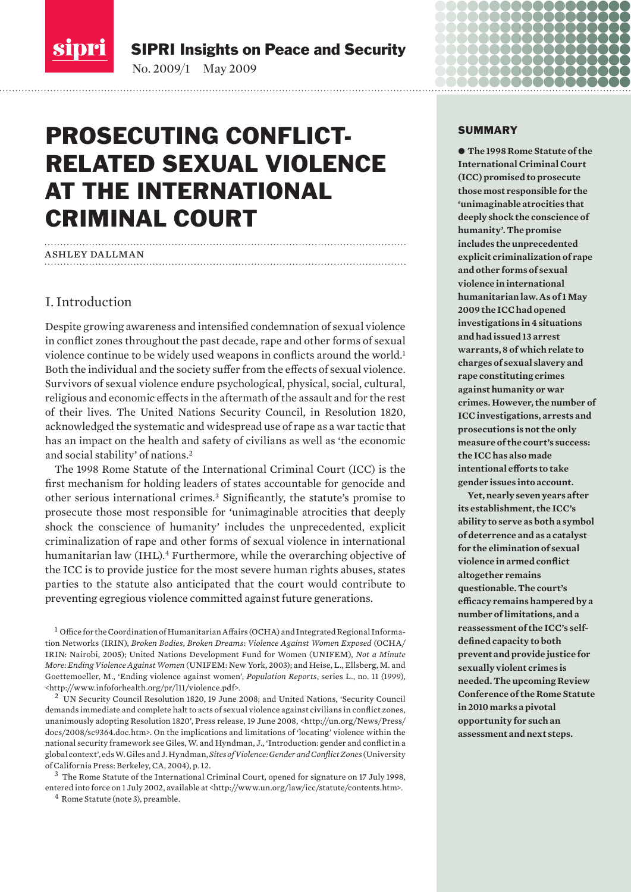SIPRI Insights on Peace and Security

No. 2009/1 May 2009

# PROSECUTING CONFLICT-RELATED SEXUAL VIOLENCE AT THE INTERNATIONAL CRIMINAL COURT

ASHLEY DALLMAN

## SUMMARY

**● The 1998 Rome Statute of the International Criminal Court (ICC) promised to prosecute those most responsible for the 'unimaginable atrocities that deeply shock the conscience of humanity'. The promise includes the unprecedented explicit criminalization of rape and other forms of sexual violence in international humanitarian law. As of 1 May 2009 the ICC had opened investigations in 4 situations and had issued 13 arrest warrants, 8 of which relate to charges of sexual slavery and rape constituting crimes against humanity or war crimes. However, the number of ICC investigations, arrests and prosecutions is not the only measure of the court's success: the ICC has also made intentional efforts to take gender issues into account.**

**Yet, nearly seven years after its establishment, the ICC's ability to serve as both a symbol of deterrence and as a catalyst for the elimination of sexual violence in armed conflict altogether remains questionable. The court's efficacy remains hampered by a number of limitations, and a reassessment of the ICC's self-defined capacity to both prevent and provide justice for sexually violent crimes is needed. The upcoming Review Conference of the Rome Statute in 2010 marks a pivotal opportunity for such an assessment and next steps.**

## I. Introduction

Despite growing awareness and intensified condemnation of sexual violence in conflict zones throughout the past decade, rape and other forms of sexual violence continue to be widely used weapons in conflicts around the world.[1] Both the individual and the society suffer from the effects of sexual violence. Survivors of sexual violence endure psychological, physical, social, cultural, religious and economic effects in the aftermath of the assault and for the rest of their lives. The United Nations Security Council, in Resolution 1820, acknowledged the systematic and widespread use of rape as a war tactic that has an impact on the health and safety of civilians as well as 'the economic and social stability' of nations.[2]

The 1998 Rome Statute of the International Criminal Court (ICC) is the first mechanism for holding leaders of states accountable for genocide and other serious international crimes.[3] Significantly, the statute's promise to prosecute those most responsible for 'unimaginable atrocities that deeply shock the conscience of humanity' includes the unprecedented, explicit criminalization of rape and other forms of sexual violence in international humanitarian law (IHL).[4] Furthermore, while the overarching objective of the ICC is to provide justice for the most severe human rights abuses, states parties to the statute also anticipated that the court would contribute to preventing egregious violence committed against future generations.

[1] Office for the Coordination of Humanitarian Affairs (OCHA) and Integrated Regional Information Networks (IRIN), *Broken Bodies, Broken Dreams: Violence Against Women Exposed* (OCHA/IRIN: Nairobi, 2005); United Nations Development Fund for Women (UNIFEM), *Not a Minute More: Ending Violence Against Women* (UNIFEM: New York, 2003); and Heise, L., Ellsberg, M. and Goettemoeller, M., 'Ending violence against women', *Population Reports*, series L., no. 11 (1999), <http://www.infoforhealth.org/pr/l11/violence.pdf>.

[2] UN Security Council Resolution 1820, 19 June 2008; and United Nations, 'Security Council demands immediate and complete halt to acts of sexual violence against civilians in conflict zones, unanimously adopting Resolution 1820', Press release, 19 June 2008, <http://un.org/News/Press/docs/2008/sc9364.doc.htm>. On the implications and limitations of 'locating' violence within the national security framework see Giles, W. and Hyndman, J., 'Introduction: gender and conflict in a global context', eds W. Giles and J. Hyndman, *Sites of Violence: Gender and Conflict Zones* (University of California Press: Berkeley, CA, 2004), p. 12.

[3] The Rome Statute of the International Criminal Court, opened for signature on 17 July 1998, entered into force on 1 July 2002, available at <http://www.un.org/law/icc/statute/contents.htm>.

[4] Rome Statute (note 3), preamble.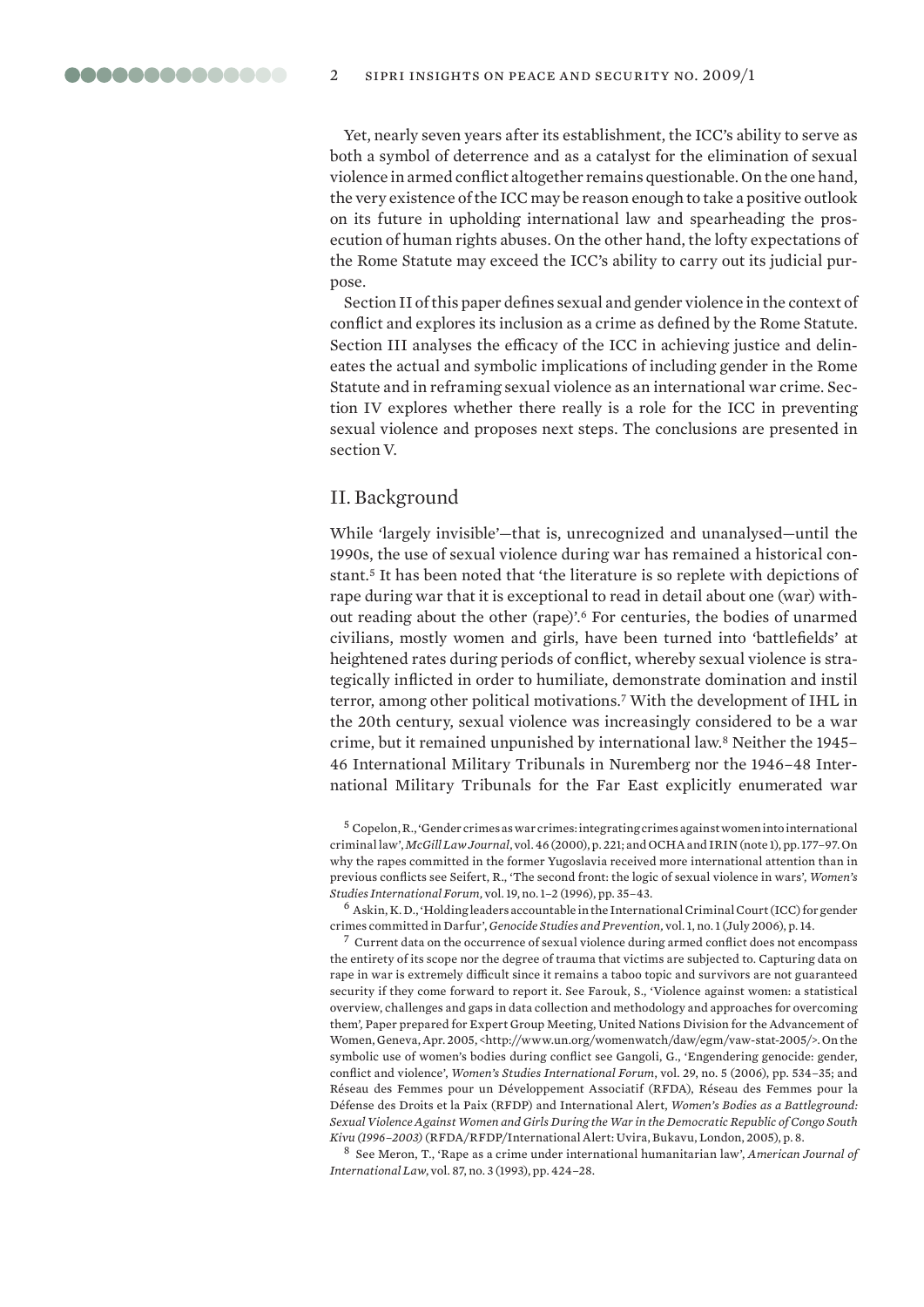Yet, nearly seven years after its establishment, the ICC's ability to serve as both a symbol of deterrence and as a catalyst for the elimination of sexual violence in armed conflict altogether remains questionable. On the one hand, the very existence of the ICC may be reason enough to take a positive outlook on its future in upholding international law and spearheading the prosecution of human rights abuses. On the other hand, the lofty expectations of the Rome Statute may exceed the ICC's ability to carry out its judicial purpose.

Section II of this paper defines sexual and gender violence in the context of conflict and explores its inclusion as a crime as defined by the Rome Statute. Section III analyses the efficacy of the ICC in achieving justice and delineates the actual and symbolic implications of including gender in the Rome Statute and in reframing sexual violence as an international war crime. Section IV explores whether there really is a role for the ICC in preventing sexual violence and proposes next steps. The conclusions are presented in section V.

## II. Background

While 'largely invisible'—that is, unrecognized and unanalysed—until the 1990s, the use of sexual violence during war has remained a historical constant.[5] It has been noted that 'the literature is so replete with depictions of rape during war that it is exceptional to read in detail about one (war) without reading about the other (rape)'.[6] For centuries, the bodies of unarmed civilians, mostly women and girls, have been turned into 'battlefields' at heightened rates during periods of conflict, whereby sexual violence is strategically inflicted in order to humiliate, demonstrate domination and instil terror, among other political motivations.[7] With the development of IHL in the 20th century, sexual violence was increasingly considered to be a war crime, but it remained unpunished by international law.[8] Neither the 1945–46 International Military Tribunals in Nuremberg nor the 1946–48 International Military Tribunals for the Far East explicitly enumerated war

[5] Copelon, R., 'Gender crimes as war crimes: integrating crimes against women into international criminal law', *McGill Law Journal*, vol. 46 (2000), p. 221; and OCHA and IRIN (note 1), pp. 177–97. On why the rapes committed in the former Yugoslavia received more international attention than in previous conflicts see Seifert, R., 'The second front: the logic of sexual violence in wars', *Women's Studies International Forum*, vol. 19, no. 1–2 (1996), pp. 35–43.

[6] Askin, K. D., 'Holding leaders accountable in the International Criminal Court (ICC) for gender crimes committed in Darfur', *Genocide Studies and Prevention*, vol. 1, no. 1 (July 2006), p. 14.

[7] Current data on the occurrence of sexual violence during armed conflict does not encompass the entirety of its scope nor the degree of trauma that victims are subjected to. Capturing data on rape in war is extremely difficult since it remains a taboo topic and survivors are not guaranteed security if they come forward to report it. See Farouk, S., 'Violence against women: a statistical overview, challenges and gaps in data collection and methodology and approaches for overcoming them', Paper prepared for Expert Group Meeting, United Nations Division for the Advancement of Women, Geneva, Apr. 2005, <http://www.un.org/womenwatch/daw/egm/vaw-stat-2005/>. On the symbolic use of women's bodies during conflict see Gangoli, G., 'Engendering genocide: gender, conflict and violence', *Women's Studies International Forum*, vol. 29, no. 5 (2006), pp. 534–35; and Réseau des Femmes pour un Développement Associatif (RFDA), Réseau des Femmes pour la Défense des Droits et la Paix (RFDP) and International Alert, *Women's Bodies as a Battleground: Sexual Violence Against Women and Girls During the War in the Democratic Republic of Congo South Kivu (1996–2003)* (RFDA/RFDP/International Alert: Uvira, Bukavu, London, 2005), p. 8.

[8] See Meron, T., 'Rape as a crime under international humanitarian law', *American Journal of International Law*, vol. 87, no. 3 (1993), pp. 424–28.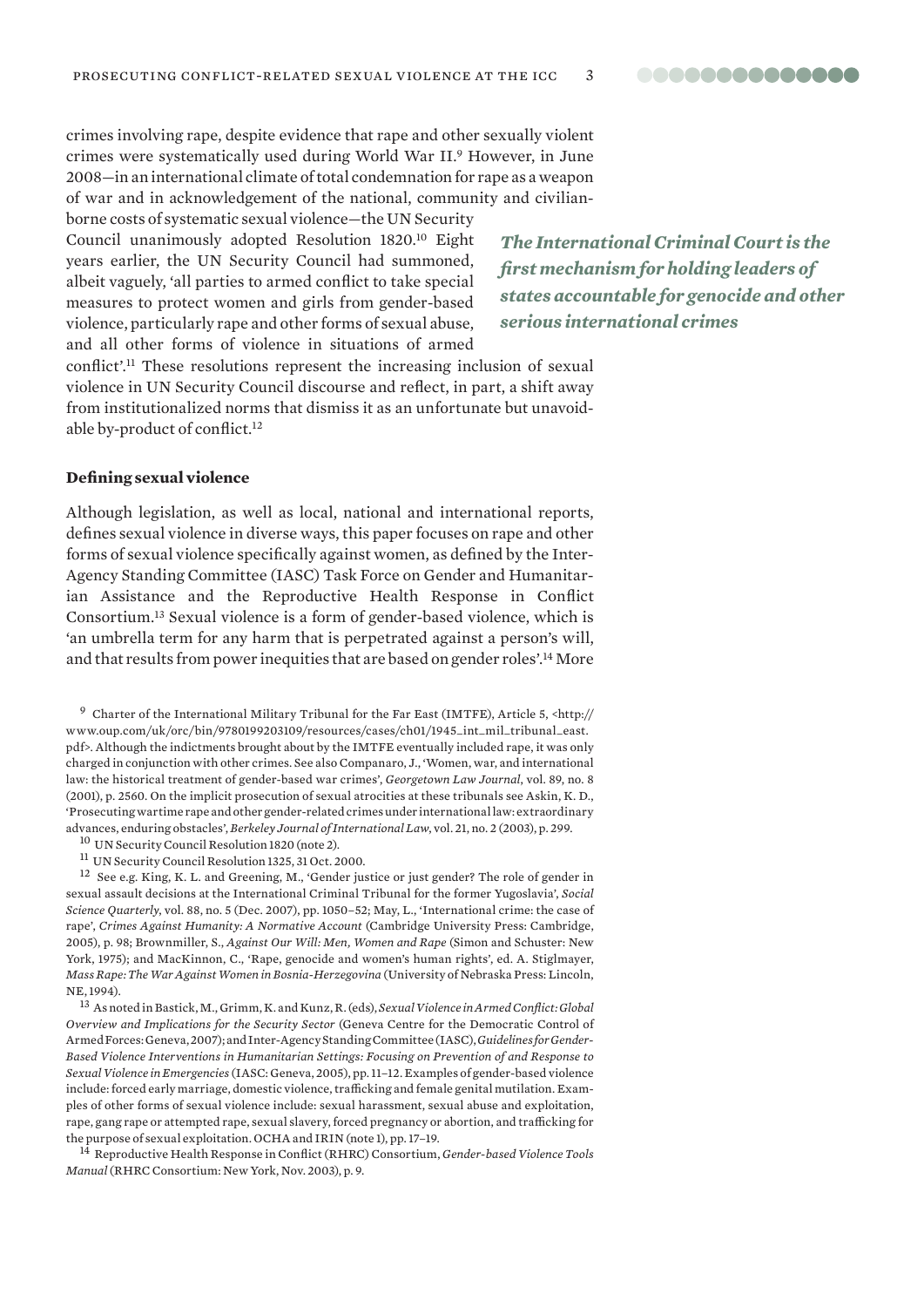crimes involving rape, despite evidence that rape and other sexually violent crimes were systematically used during World War II.[9] However, in June 2008—in an international climate of total condemnation for rape as a weapon of war and in acknowledgement of the national, community and civilian-borne costs of systematic sexual violence—the UN Security Council unanimously adopted Resolution 1820.[10] Eight years earlier, the UN Security Council had summoned, albeit vaguely, 'all parties to armed conflict to take special measures to protect women and girls from gender-based violence, particularly rape and other forms of sexual abuse, and all other forms of violence in situations of armed conflict'.[11] These resolutions represent the increasing inclusion of sexual violence in UN Security Council discourse and reflect, in part, a shift away from institutionalized norms that dismiss it as an unfortunate but unavoidable by-product of conflict.[12]

***The International Criminal Court is the first mechanism for holding leaders of states accountable for genocide and other serious international crimes***

### Defining sexual violence

Although legislation, as well as local, national and international reports, defines sexual violence in diverse ways, this paper focuses on rape and other forms of sexual violence specifically against women, as defined by the Inter-Agency Standing Committee (IASC) Task Force on Gender and Humanitarian Assistance and the Reproductive Health Response in Conflict Consortium.[13] Sexual violence is a form of gender-based violence, which is 'an umbrella term for any harm that is perpetrated against a person's will, and that results from power inequities that are based on gender roles'.[14] More

[9] Charter of the International Military Tribunal for the Far East (IMTFE), Article 5, <http://www.oup.com/uk/orc/bin/9780199203109/resources/cases/ch01/1945_int_mil_tribunal_east.pdf>. Although the indictments brought about by the IMTFE eventually included rape, it was only charged in conjunction with other crimes. See also Companaro, J., 'Women, war, and international law: the historical treatment of gender-based war crimes', *Georgetown Law Journal*, vol. 89, no. 8 (2001), p. 2560. On the implicit prosecution of sexual atrocities at these tribunals see Askin, K. D., 'Prosecuting wartime rape and other gender-related crimes under international law: extraordinary advances, enduring obstacles', *Berkeley Journal of International Law*, vol. 21, no. 2 (2003), p. 299.

[10] UN Security Council Resolution 1820 (note 2).

[11] UN Security Council Resolution 1325, 31 Oct. 2000.

[12] See e.g. King, K. L. and Greening, M., 'Gender justice or just gender? The role of gender in sexual assault decisions at the International Criminal Tribunal for the former Yugoslavia', *Social Science Quarterly*, vol. 88, no. 5 (Dec. 2007), pp. 1050–52; May, L., 'International crime: the case of rape', *Crimes Against Humanity: A Normative Account* (Cambridge University Press: Cambridge, 2005), p. 98; Brownmiller, S., *Against Our Will: Men, Women and Rape* (Simon and Schuster: New York, 1975); and MacKinnon, C., 'Rape, genocide and women's human rights', ed. A. Stiglmayer, *Mass Rape: The War Against Women in Bosnia-Herzegovina* (University of Nebraska Press: Lincoln, NE, 1994).

[13] As noted in Bastick, M., Grimm, K. and Kunz, R. (eds), *Sexual Violence in Armed Conflict: Global Overview and Implications for the Security Sector* (Geneva Centre for the Democratic Control of Armed Forces: Geneva, 2007); and Inter-Agency Standing Committee (IASC), *Guidelines for Gender-Based Violence Interventions in Humanitarian Settings: Focusing on Prevention of and Response to Sexual Violence in Emergencies* (IASC: Geneva, 2005), pp. 11–12. Examples of gender-based violence include: forced early marriage, domestic violence, trafficking and female genital mutilation. Examples of other forms of sexual violence include: sexual harassment, sexual abuse and exploitation, rape, gang rape or attempted rape, sexual slavery, forced pregnancy or abortion, and trafficking for the purpose of sexual exploitation. OCHA and IRIN (note 1), pp. 17–19.

[14] Reproductive Health Response in Conflict (RHRC) Consortium, *Gender-based Violence Tools Manual* (RHRC Consortium: New York, Nov. 2003), p. 9.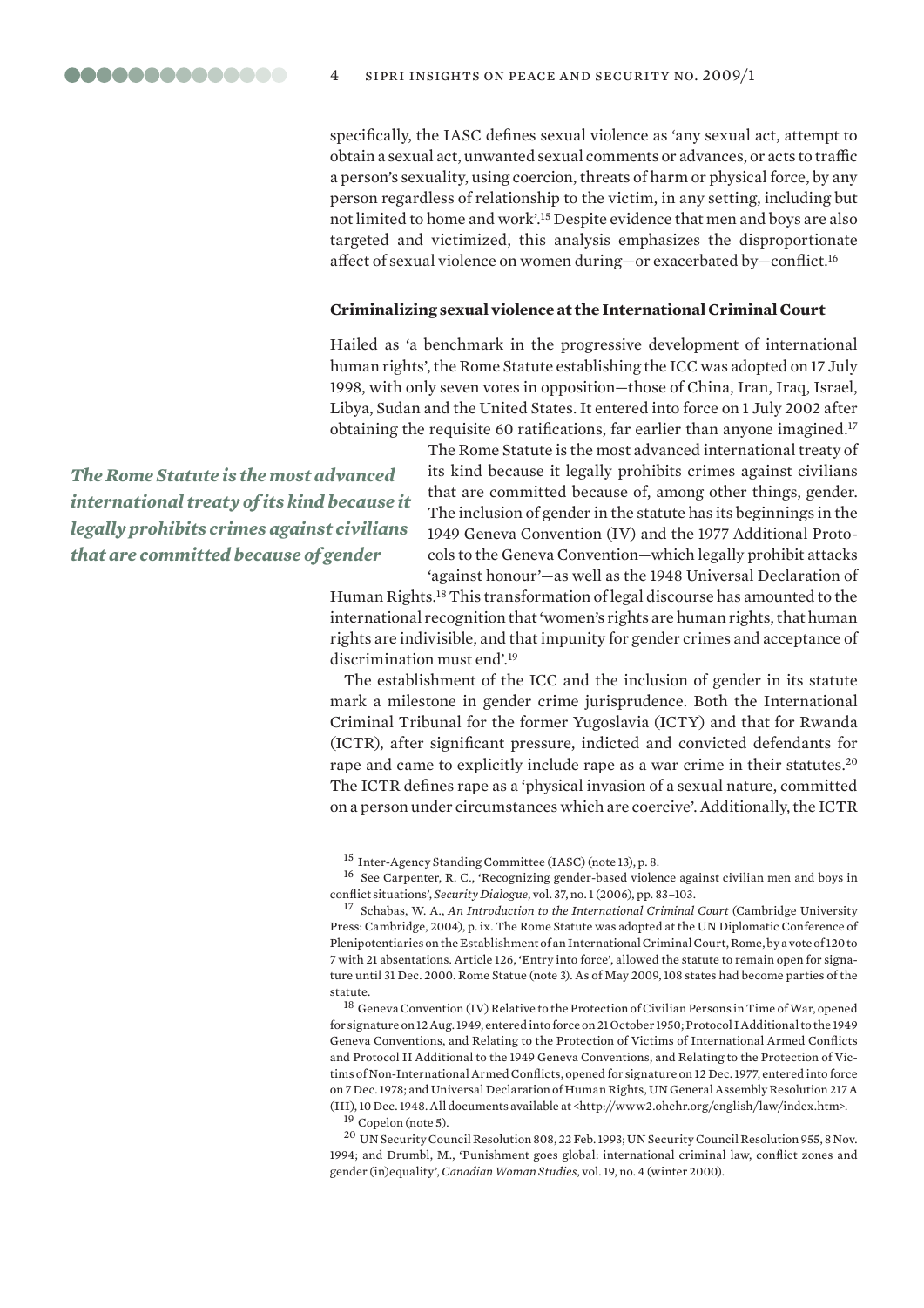specifically, the IASC defines sexual violence as 'any sexual act, attempt to obtain a sexual act, unwanted sexual comments or advances, or acts to traffic a person's sexuality, using coercion, threats of harm or physical force, by any person regardless of relationship to the victim, in any setting, including but not limited to home and work'.[15] Despite evidence that men and boys are also targeted and victimized, this analysis emphasizes the disproportionate affect of sexual violence on women during—or exacerbated by—conflict.[16]

### Criminalizing sexual violence at the International Criminal Court

Hailed as 'a benchmark in the progressive development of international human rights', the Rome Statute establishing the ICC was adopted on 17 July 1998, with only seven votes in opposition—those of China, Iran, Iraq, Israel, Libya, Sudan and the United States. It entered into force on 1 July 2002 after obtaining the requisite 60 ratifications, far earlier than anyone imagined.[17]

*The Rome Statute is the most advanced international treaty of its kind because it legally prohibits crimes against civilians that are committed because of gender*

The Rome Statute is the most advanced international treaty of its kind because it legally prohibits crimes against civilians that are committed because of, among other things, gender. The inclusion of gender in the statute has its beginnings in the 1949 Geneva Convention (IV) and the 1977 Additional Protocols to the Geneva Convention—which legally prohibit attacks 'against honour'—as well as the 1948 Universal Declaration of Human Rights.[18] This transformation of legal discourse has amounted to the international recognition that 'women's rights are human rights, that human rights are indivisible, and that impunity for gender crimes and acceptance of discrimination must end'.[19]

The establishment of the ICC and the inclusion of gender in its statute mark a milestone in gender crime jurisprudence. Both the International Criminal Tribunal for the former Yugoslavia (ICTY) and that for Rwanda (ICTR), after significant pressure, indicted and convicted defendants for rape and came to explicitly include rape as a war crime in their statutes.[20] The ICTR defines rape as a 'physical invasion of a sexual nature, committed on a person under circumstances which are coercive'. Additionally, the ICTR

[15] Inter-Agency Standing Committee (IASC) (note 13), p. 8.

[16] See Carpenter, R. C., 'Recognizing gender-based violence against civilian men and boys in conflict situations', *Security Dialogue*, vol. 37, no. 1 (2006), pp. 83–103.

[17] Schabas, W. A., *An Introduction to the International Criminal Court* (Cambridge University Press: Cambridge, 2004), p. ix. The Rome Statute was adopted at the UN Diplomatic Conference of Plenipotentiaries on the Establishment of an International Criminal Court, Rome, by a vote of 120 to 7 with 21 abstentions. Article 126, 'Entry into force', allowed the statute to remain open for signature until 31 Dec. 2000. Rome Statue (note 3). As of May 2009, 108 states had become parties of the statute.

[18] Geneva Convention (IV) Relative to the Protection of Civilian Persons in Time of War, opened for signature on 12 Aug. 1949, entered into force on 21 October 1950; Protocol I Additional to the 1949 Geneva Conventions, and Relating to the Protection of Victims of International Armed Conflicts and Protocol II Additional to the 1949 Geneva Conventions, and Relating to the Protection of Victims of Non-International Armed Conflicts, opened for signature on 12 Dec. 1977, entered into force on 7 Dec. 1978; and Universal Declaration of Human Rights, UN General Assembly Resolution 217 A (III), 10 Dec. 1948. All documents available at <http://www2.ohchr.org/english/law/index.htm>.

[19] Copelon (note 5).

[20] UN Security Council Resolution 808, 22 Feb. 1993; UN Security Council Resolution 955, 8 Nov. 1994; and Drumbl, M., 'Punishment goes global: international criminal law, conflict zones and gender (in)equality', *Canadian Woman Studies*, vol. 19, no. 4 (winter 2000).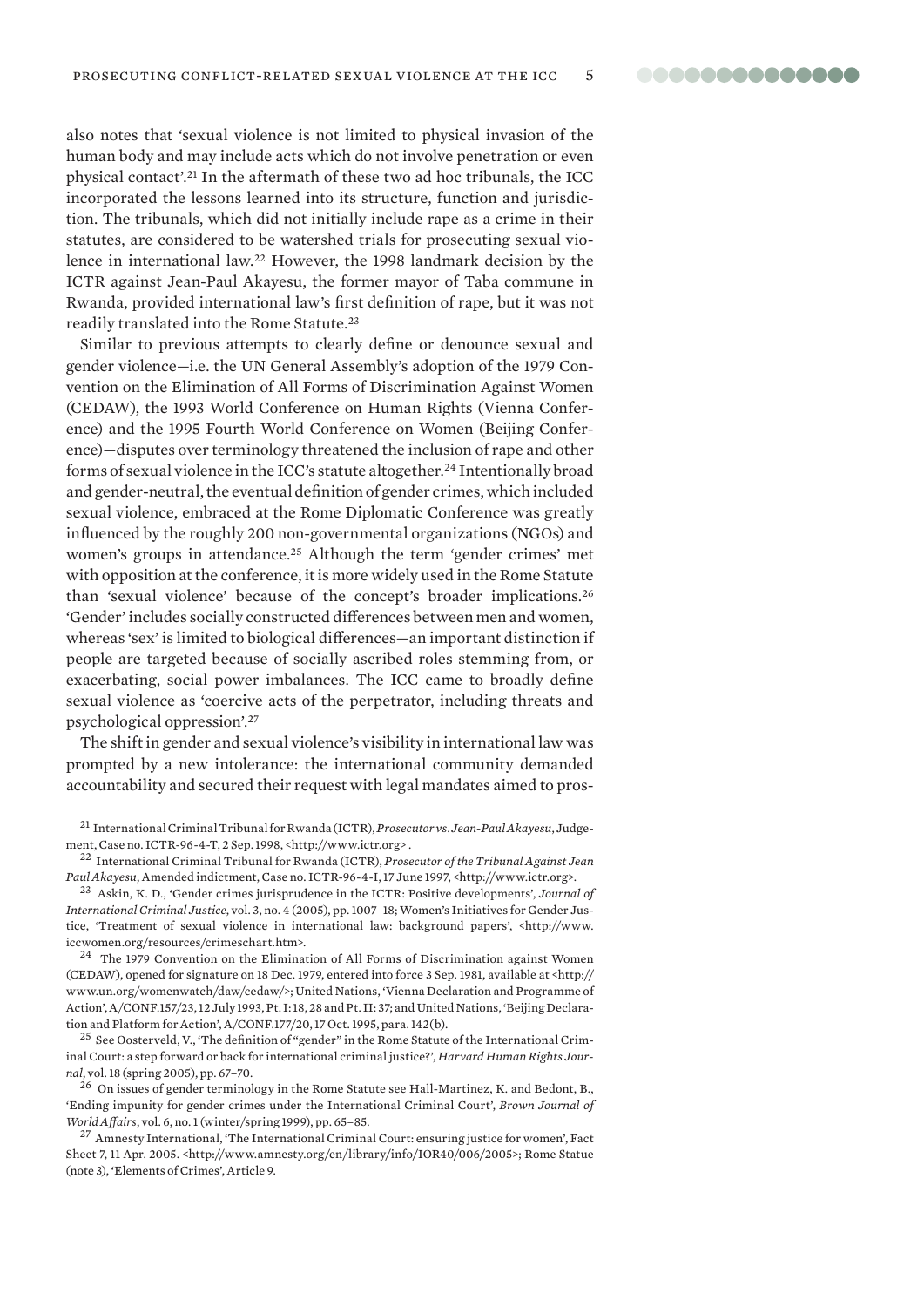also notes that 'sexual violence is not limited to physical invasion of the human body and may include acts which do not involve penetration or even physical contact'.[21] In the aftermath of these two ad hoc tribunals, the ICC incorporated the lessons learned into its structure, function and jurisdiction. The tribunals, which did not initially include rape as a crime in their statutes, are considered to be watershed trials for prosecuting sexual violence in international law.[22] However, the 1998 landmark decision by the ICTR against Jean-Paul Akayesu, the former mayor of Taba commune in Rwanda, provided international law's first definition of rape, but it was not readily translated into the Rome Statute.[23]

Similar to previous attempts to clearly define or denounce sexual and gender violence—i.e. the UN General Assembly's adoption of the 1979 Convention on the Elimination of All Forms of Discrimination Against Women (CEDAW), the 1993 World Conference on Human Rights (Vienna Conference) and the 1995 Fourth World Conference on Women (Beijing Conference)—disputes over terminology threatened the inclusion of rape and other forms of sexual violence in the ICC's statute altogether.[24] Intentionally broad and gender-neutral, the eventual definition of gender crimes, which included sexual violence, embraced at the Rome Diplomatic Conference was greatly influenced by the roughly 200 non-governmental organizations (NGOs) and women's groups in attendance.[25] Although the term 'gender crimes' met with opposition at the conference, it is more widely used in the Rome Statute than 'sexual violence' because of the concept's broader implications.[26] 'Gender' includes socially constructed differences between men and women, whereas 'sex' is limited to biological differences—an important distinction if people are targeted because of socially ascribed roles stemming from, or exacerbating, social power imbalances. The ICC came to broadly define sexual violence as 'coercive acts of the perpetrator, including threats and psychological oppression'.[27]

The shift in gender and sexual violence's visibility in international law was prompted by a new intolerance: the international community demanded accountability and secured their request with legal mandates aimed to pros-

[21] International Criminal Tribunal for Rwanda (ICTR), *Prosecutor vs. Jean-Paul Akayesu*, Judgement, Case no. ICTR-96-4-T, 2 Sep. 1998, <http://www.ictr.org> .

[22] International Criminal Tribunal for Rwanda (ICTR), *Prosecutor of the Tribunal Against Jean Paul Akayesu*, Amended indictment, Case no. ICTR-96-4-I, 17 June 1997, <http://www.ictr.org>.

[23] Askin, K. D., 'Gender crimes jurisprudence in the ICTR: Positive developments', *Journal of International Criminal Justice*, vol. 3, no. 4 (2005), pp. 1007–18; Women's Initiatives for Gender Justice, 'Treatment of sexual violence in international law: background papers', <http://www.iccwomen.org/resources/crimeschart.htm>.

[24] The 1979 Convention on the Elimination of All Forms of Discrimination against Women (CEDAW), opened for signature on 18 Dec. 1979, entered into force 3 Sep. 1981, available at <http://www.un.org/womenwatch/daw/cedaw/>; United Nations, 'Vienna Declaration and Programme of Action', A/CONF.157/23, 12 July 1993, Pt. I: 18, 28 and Pt. II: 37; and United Nations, 'Beijing Declaration and Platform for Action', A/CONF.177/20, 17 Oct. 1995, para. 142(b).

[25] See Oosterveld, V., 'The definition of "gender" in the Rome Statute of the International Criminal Court: a step forward or back for international criminal justice?', *Harvard Human Rights Journal*, vol. 18 (spring 2005), pp. 67–70.

[26] On issues of gender terminology in the Rome Statute see Hall-Martinez, K. and Bedont, B., 'Ending impunity for gender crimes under the International Criminal Court', *Brown Journal of World Affairs*, vol. 6, no. 1 (winter/spring 1999), pp. 65–85.

[27] Amnesty International, 'The International Criminal Court: ensuring justice for women', Fact Sheet 7, 11 Apr. 2005. <http://www.amnesty.org/en/library/info/IOR40/006/2005>; Rome Statue (note 3), 'Elements of Crimes', Article 9.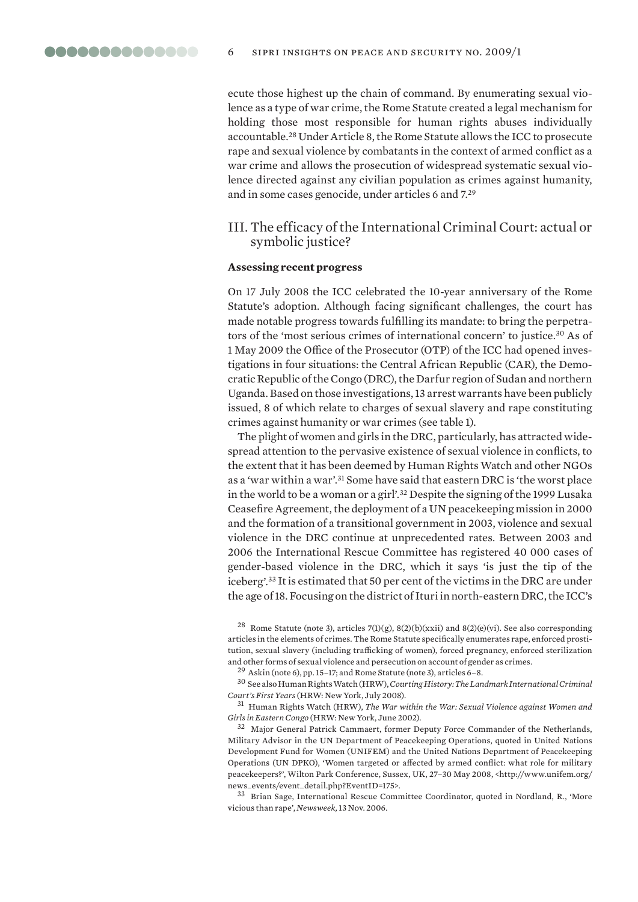ecute those highest up the chain of command. By enumerating sexual violence as a type of war crime, the Rome Statute created a legal mechanism for holding those most responsible for human rights abuses individually accountable.[28] Under Article 8, the Rome Statute allows the ICC to prosecute rape and sexual violence by combatants in the context of armed conflict as a war crime and allows the prosecution of widespread systematic sexual violence directed against any civilian population as crimes against humanity, and in some cases genocide, under articles 6 and 7.[29]

## III. The efficacy of the International Criminal Court: actual or symbolic justice?

### Assessing recent progress

On 17 July 2008 the ICC celebrated the 10-year anniversary of the Rome Statute's adoption. Although facing significant challenges, the court has made notable progress towards fulfilling its mandate: to bring the perpetrators of the 'most serious crimes of international concern' to justice.[30] As of 1 May 2009 the Office of the Prosecutor (OTP) of the ICC had opened investigations in four situations: the Central African Republic (CAR), the Democratic Republic of the Congo (DRC), the Darfur region of Sudan and northern Uganda. Based on those investigations, 13 arrest warrants have been publicly issued, 8 of which relate to charges of sexual slavery and rape constituting crimes against humanity or war crimes (see table 1).

The plight of women and girls in the DRC, particularly, has attracted widespread attention to the pervasive existence of sexual violence in conflicts, to the extent that it has been deemed by Human Rights Watch and other NGOs as a 'war within a war'.[31] Some have said that eastern DRC is 'the worst place in the world to be a woman or a girl'.[32] Despite the signing of the 1999 Lusaka Ceasefire Agreement, the deployment of a UN peacekeeping mission in 2000 and the formation of a transitional government in 2003, violence and sexual violence in the DRC continue at unprecedented rates. Between 2003 and 2006 the International Rescue Committee has registered 40 000 cases of gender-based violence in the DRC, which it says 'is just the tip of the iceberg'.[33] It is estimated that 50 per cent of the victims in the DRC are under the age of 18. Focusing on the district of Ituri in north-eastern DRC, the ICC's

---

[28] Rome Statute (note 3), articles 7(1)(g), 8(2)(b)(xxii) and 8(2)(e)(vi). See also corresponding articles in the elements of crimes. The Rome Statute specifically enumerates rape, enforced prostitution, sexual slavery (including trafficking of women), forced pregnancy, enforced sterilization and other forms of sexual violence and persecution on account of gender as crimes.

[29] Askin (note 6), pp. 15–17; and Rome Statute (note 3), articles 6–8.

[30] See also Human Rights Watch (HRW), *Courting History: The Landmark International Criminal Court's First Years* (HRW: New York, July 2008).

[31] Human Rights Watch (HRW), *The War within the War: Sexual Violence against Women and Girls in Eastern Congo* (HRW: New York, June 2002).

[32] Major General Patrick Cammaert, former Deputy Force Commander of the Netherlands, Military Advisor in the UN Department of Peacekeeping Operations, quoted in United Nations Development Fund for Women (UNIFEM) and the United Nations Department of Peacekeeping Operations (UN DPKO), 'Women targeted or affected by armed conflict: what role for military peacekeepers?', Wilton Park Conference, Sussex, UK, 27–30 May 2008, <http://www.unifem.org/news_events/event_detail.php?EventID=175>.

[33] Brian Sage, International Rescue Committee Coordinator, quoted in Nordland, R., 'More vicious than rape', *Newsweek*, 13 Nov. 2006.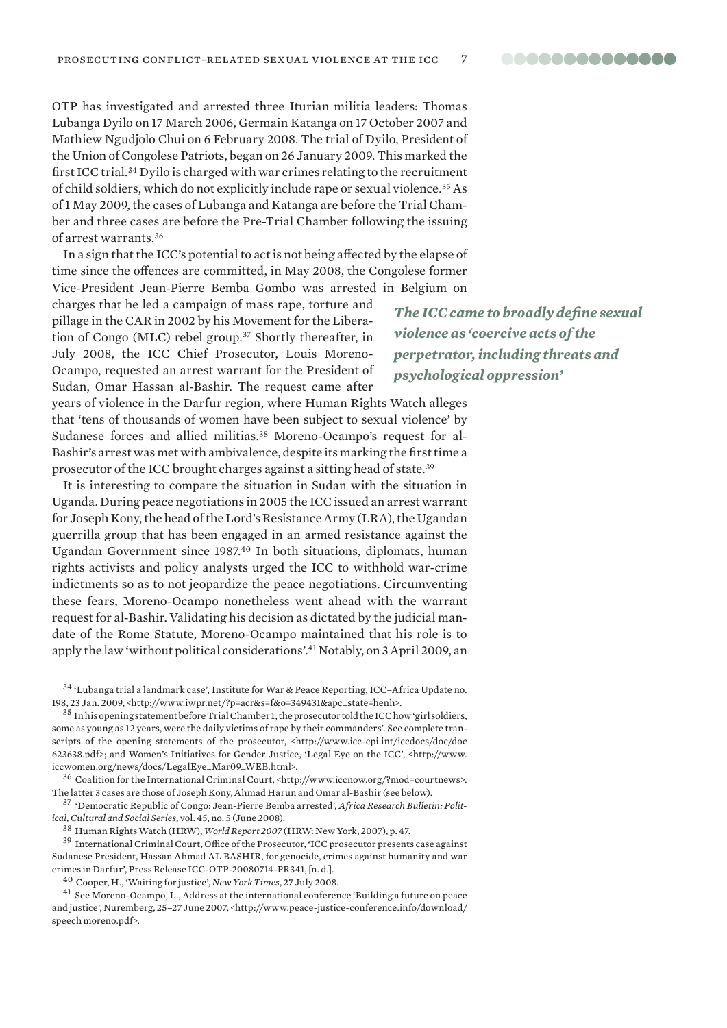OTP has investigated and arrested three Iturian militia leaders: Thomas Lubanga Dyilo on 17 March 2006, Germain Katanga on 17 October 2007 and Mathiew Ngudjolo Chui on 6 February 2008. The trial of Dyilo, President of the Union of Congolese Patriots, began on 26 January 2009. This marked the first ICC trial.[34] Dyilo is charged with war crimes relating to the recruitment of child soldiers, which do not explicitly include rape or sexual violence.[35] As of 1 May 2009, the cases of Lubanga and Katanga are before the Trial Chamber and three cases are before the Pre-Trial Chamber following the issuing of arrest warrants.[36]

In a sign that the ICC's potential to act is not being affected by the elapse of time since the offences are committed, in May 2008, the Congolese former Vice-President Jean-Pierre Bemba Gombo was arrested in Belgium on charges that he led a campaign of mass rape, torture and pillage in the CAR in 2002 by his Movement for the Liberation of Congo (MLC) rebel group.[37] Shortly thereafter, in July 2008, the ICC Chief Prosecutor, Louis Moreno-Ocampo, requested an arrest warrant for the President of Sudan, Omar Hassan al-Bashir. The request came after years of violence in the Darfur region, where Human Rights Watch alleges that 'tens of thousands of women have been subject to sexual violence' by Sudanese forces and allied militias.[38] Moreno-Ocampo's request for al-Bashir's arrest was met with ambivalence, despite its marking the first time a prosecutor of the ICC brought charges against a sitting head of state.[39]

> ***The ICC came to broadly define sexual violence as 'coercive acts of the perpetrator, including threats and psychological oppression'***

It is interesting to compare the situation in Sudan with the situation in Uganda. During peace negotiations in 2005 the ICC issued an arrest warrant for Joseph Kony, the head of the Lord's Resistance Army (LRA), the Ugandan guerrilla group that has been engaged in an armed resistance against the Ugandan Government since 1987.[40] In both situations, diplomats, human rights activists and policy analysts urged the ICC to withhold war-crime indictments so as to not jeopardize the peace negotiations. Circumventing these fears, Moreno-Ocampo nonetheless went ahead with the warrant request for al-Bashir. Validating his decision as dictated by the judicial mandate of the Rome Statute, Moreno-Ocampo maintained that his role is to apply the law 'without political considerations'.[41] Notably, on 3 April 2009, an

[34] 'Lubanga trial a landmark case', Institute for War & Peace Reporting, ICC–Africa Update no. 198, 23 Jan. 2009, <http://www.iwpr.net/?p=acr&s=f&o=349431&apc_state=henh>.

[35] In his opening statement before Trial Chamber 1, the prosecutor told the ICC how 'girl soldiers, some as young as 12 years, were the daily victims of rape by their commanders'. See complete transcripts of the opening statements of the prosecutor, <http://www.icc-cpi.int/iccdocs/doc/doc623638.pdf>; and Women's Initiatives for Gender Justice, 'Legal Eye on the ICC', <http://www.iccwomen.org/news/docs/LegalEye_Mar09_WEB.html>.

[36] Coalition for the International Criminal Court, <http://www.iccnow.org/?mod=courtnews>. The latter 3 cases are those of Joseph Kony, Ahmad Harun and Omar al-Bashir (see below).

[37] 'Democratic Republic of Congo: Jean-Pierre Bemba arrested', *Africa Research Bulletin: Political, Cultural and Social Series*, vol. 45, no. 5 (June 2008).

[38] Human Rights Watch (HRW), *World Report 2007* (HRW: New York, 2007), p. 47.

[39] International Criminal Court, Office of the Prosecutor, 'ICC prosecutor presents case against Sudanese President, Hassan Ahmad AL BASHIR, for genocide, crimes against humanity and war crimes in Darfur', Press Release ICC-OTP-20080714-PR341, [n. d.].

[40] Cooper, H., 'Waiting for justice', *New York Times*, 27 July 2008.

[41] See Moreno-Ocampo, L., Address at the international conference 'Building a future on peace and justice', Nuremberg, 25–27 June 2007, <http://www.peace-justice-conference.info/download/speech moreno.pdf>.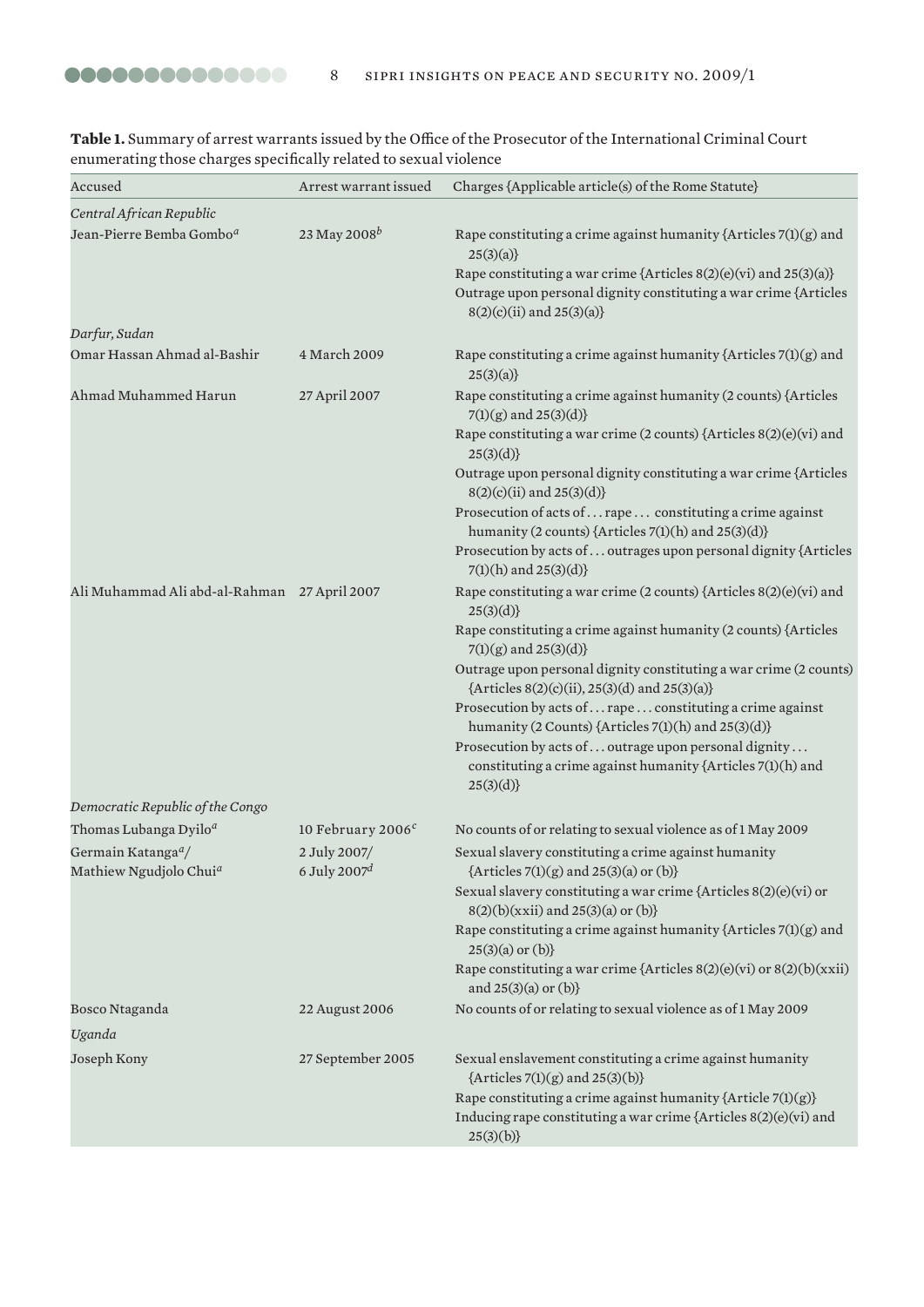**Table 1.** Summary of arrest warrants issued by the Office of the Prosecutor of the International Criminal Court enumerating those charges specifically related to sexual violence

| Accused | Arrest warrant issued | Charges {Applicable article(s) of the Rome Statute} |
|---|---|---|
| *Central African Republic* | | |
| Jean-Pierre Bemba Gombo[a] | 23 May 2008[b] | Rape constituting a crime against humanity {Articles 7(1)(g) and 25(3)(a)} |
| | | Rape constituting a war crime {Articles 8(2)(e)(vi) and 25(3)(a)} |
| | | Outrage upon personal dignity constituting a war crime {Articles 8(2)(c)(ii) and 25(3)(a)} |
| *Darfur, Sudan* | | |
| Omar Hassan Ahmad al-Bashir | 4 March 2009 | Rape constituting a crime against humanity {Articles 7(1)(g) and 25(3)(a)} |
| Ahmad Muhammed Harun | 27 April 2007 | Rape constituting a crime against humanity (2 counts) {Articles 7(1)(g) and 25(3)(d)} |
| | | Rape constituting a war crime (2 counts) {Articles 8(2)(e)(vi) and 25(3)(d)} |
| | | Outrage upon personal dignity constituting a war crime {Articles 8(2)(c)(ii) and 25(3)(d)} |
| | | Prosecution of acts of . . . rape . . . constituting a crime against humanity (2 counts) {Articles 7(1)(h) and 25(3)(d)} |
| | | Prosecution by acts of . . . outrages upon personal dignity {Articles 7(1)(h) and 25(3)(d)} |
| Ali Muhammad Ali abd-al-Rahman | 27 April 2007 | Rape constituting a war crime (2 counts) {Articles 8(2)(e)(vi) and 25(3)(d)} |
| | | Rape constituting a crime against humanity (2 counts) {Articles 7(1)(g) and 25(3)(d)} |
| | | Outrage upon personal dignity constituting a war crime (2 counts) {Articles 8(2)(c)(ii), 25(3)(d) and 25(3)(a)} |
| | | Prosecution by acts of . . . rape . . . constituting a crime against humanity (2 Counts) {Articles 7(1)(h) and 25(3)(d)} |
| | | Prosecution by acts of . . . outrage upon personal dignity . . . constituting a crime against humanity {Articles 7(1)(h) and 25(3)(d)} |
| *Democratic Republic of the Congo* | | |
| Thomas Lubanga Dyilo[a] | 10 February 2006[c] | No counts of or relating to sexual violence as of 1 May 2009 |
| Germain Katanga[a]/ Mathiew Ngudjolo Chui[a] | 2 July 2007/ 6 July 2007[d] | Sexual slavery constituting a crime against humanity {Articles 7(1)(g) and 25(3)(a) or (b)} |
| | | Sexual slavery constituting a war crime {Articles 8(2)(e)(vi) or 8(2)(b)(xxii) and 25(3)(a) or (b)} |
| | | Rape constituting a crime against humanity {Articles 7(1)(g) and 25(3)(a) or (b)} |
| | | Rape constituting a war crime {Articles 8(2)(e)(vi) or 8(2)(b)(xxii) and 25(3)(a) or (b)} |
| Bosco Ntaganda | 22 August 2006 | No counts of or relating to sexual violence as of 1 May 2009 |
| *Uganda* | | |
| Joseph Kony | 27 September 2005 | Sexual enslavement constituting a crime against humanity {Articles 7(1)(g) and 25(3)(b)} |
| | | Rape constituting a crime against humanity {Article 7(1)(g)} |
| | | Inducing rape constituting a war crime {Articles 8(2)(e)(vi) and 25(3)(b)} |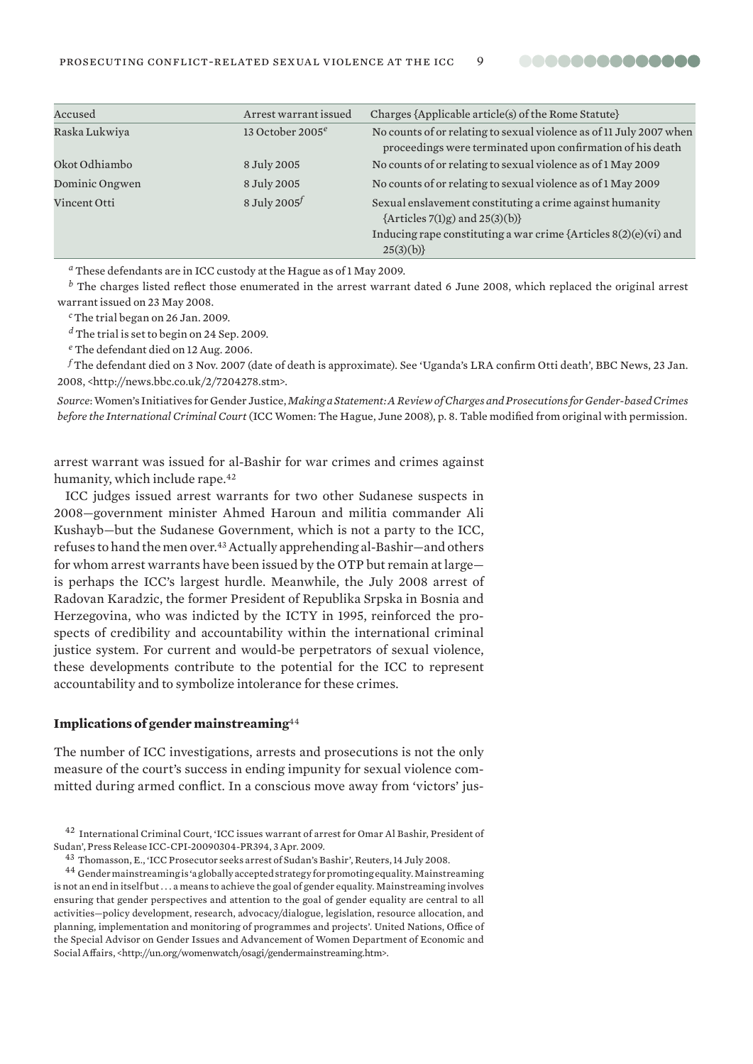| Accused | Arrest warrant issued | Charges {Applicable article(s) of the Rome Statute} |
|---|---|---|
| Raska Lukwiya | 13 October 2005[e] | No counts of or relating to sexual violence as of 11 July 2007 when proceedings were terminated upon confirmation of his death |
| Okot Odhiambo | 8 July 2005 | No counts of or relating to sexual violence as of 1 May 2009 |
| Dominic Ongwen | 8 July 2005 | No counts of or relating to sexual violence as of 1 May 2009 |
| Vincent Otti | 8 July 2005[f] | Sexual enslavement constituting a crime against humanity {Articles 7(1)g) and 25(3)(b)}<br>Inducing rape constituting a war crime {Articles 8(2)(e)(vi) and 25(3)(b)} |

[a] These defendants are in ICC custody at the Hague as of 1 May 2009.

[b] The charges listed reflect those enumerated in the arrest warrant dated 6 June 2008, which replaced the original arrest warrant issued on 23 May 2008.

[c] The trial began on 26 Jan. 2009.

[d] The trial is set to begin on 24 Sep. 2009.

[e] The defendant died on 12 Aug. 2006.

[f] The defendant died on 3 Nov. 2007 (date of death is approximate). See 'Uganda's LRA confirm Otti death', BBC News, 23 Jan. 2008, <http://news.bbc.co.uk/2/7204278.stm>.

*Source*: Women's Initiatives for Gender Justice, *Making a Statement: A Review of Charges and Prosecutions for Gender-based Crimes before the International Criminal Court* (ICC Women: The Hague, June 2008), p. 8. Table modified from original with permission.

arrest warrant was issued for al-Bashir for war crimes and crimes against humanity, which include rape.[42]

ICC judges issued arrest warrants for two other Sudanese suspects in 2008—government minister Ahmed Haroun and militia commander Ali Kushayb—but the Sudanese Government, which is not a party to the ICC, refuses to hand the men over.[43] Actually apprehending al-Bashir—and others for whom arrest warrants have been issued by the OTP but remain at large—is perhaps the ICC's largest hurdle. Meanwhile, the July 2008 arrest of Radovan Karadzic, the former President of Republika Srpska in Bosnia and Herzegovina, who was indicted by the ICTY in 1995, reinforced the prospects of credibility and accountability within the international criminal justice system. For current and would-be perpetrators of sexual violence, these developments contribute to the potential for the ICC to represent accountability and to symbolize intolerance for these crimes.

### Implications of gender mainstreaming[44]

The number of ICC investigations, arrests and prosecutions is not the only measure of the court's success in ending impunity for sexual violence committed during armed conflict. In a conscious move away from 'victors' jus-

[42] International Criminal Court, 'ICC issues warrant of arrest for Omar Al Bashir, President of Sudan', Press Release ICC-CPI-20090304-PR394, 3 Apr. 2009.

[43] Thomasson, E., 'ICC Prosecutor seeks arrest of Sudan's Bashir', Reuters, 14 July 2008.

[44] Gender mainstreaming is 'a globally accepted strategy for promoting equality. Mainstreaming is not an end in itself but . . . a means to achieve the goal of gender equality. Mainstreaming involves ensuring that gender perspectives and attention to the goal of gender equality are central to all activities—policy development, research, advocacy/dialogue, legislation, resource allocation, and planning, implementation and monitoring of programmes and projects'. United Nations, Office of the Special Advisor on Gender Issues and Advancement of Women Department of Economic and Social Affairs, <http://un.org/womenwatch/osagi/gendermainstreaming.htm>.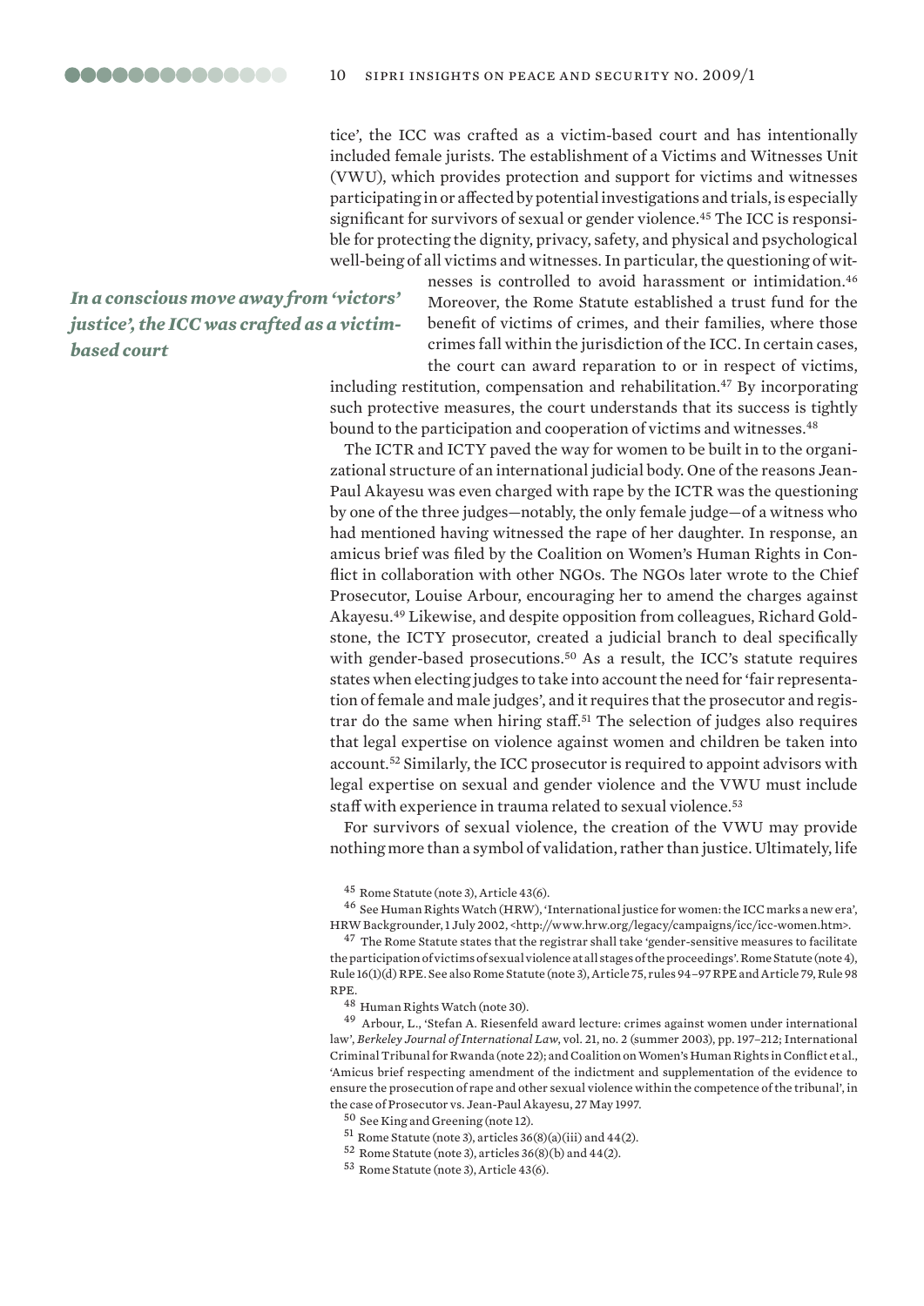tice', the ICC was crafted as a victim-based court and has intentionally included female jurists. The establishment of a Victims and Witnesses Unit (VWU), which provides protection and support for victims and witnesses participating in or affected by potential investigations and trials, is especially significant for survivors of sexual or gender violence.[45] The ICC is responsible for protecting the dignity, privacy, safety, and physical and psychological well-being of all victims and witnesses. In particular, the questioning of witnesses is controlled to avoid harassment or intimidation.[46] Moreover, the Rome Statute established a trust fund for the benefit of victims of crimes, and their families, where those crimes fall within the jurisdiction of the ICC. In certain cases, the court can award reparation to or in respect of victims, including restitution, compensation and rehabilitation.[47] By incorporating such protective measures, the court understands that its success is tightly bound to the participation and cooperation of victims and witnesses.[48]

***In a conscious move away from 'victors' justice', the ICC was crafted as a victim-based court***

The ICTR and ICTY paved the way for women to be built in to the organizational structure of an international judicial body. One of the reasons Jean-Paul Akayesu was even charged with rape by the ICTR was the questioning by one of the three judges—notably, the only female judge—of a witness who had mentioned having witnessed the rape of her daughter. In response, an amicus brief was filed by the Coalition on Women's Human Rights in Conflict in collaboration with other NGOs. The NGOs later wrote to the Chief Prosecutor, Louise Arbour, encouraging her to amend the charges against Akayesu.[49] Likewise, and despite opposition from colleagues, Richard Goldstone, the ICTY prosecutor, created a judicial branch to deal specifically with gender-based prosecutions.[50] As a result, the ICC's statute requires states when electing judges to take into account the need for 'fair representation of female and male judges', and it requires that the prosecutor and registrar do the same when hiring staff.[51] The selection of judges also requires that legal expertise on violence against women and children be taken into account.[52] Similarly, the ICC prosecutor is required to appoint advisors with legal expertise on sexual and gender violence and the VWU must include staff with experience in trauma related to sexual violence.[53]

For survivors of sexual violence, the creation of the VWU may provide nothing more than a symbol of validation, rather than justice. Ultimately, life

[45] Rome Statute (note 3), Article 43(6).

[46] See Human Rights Watch (HRW), 'International justice for women: the ICC marks a new era', HRW Backgrounder, 1 July 2002, <http://www.hrw.org/legacy/campaigns/icc/icc-women.htm>.

[47] The Rome Statute states that the registrar shall take 'gender-sensitive measures to facilitate the participation of victims of sexual violence at all stages of the proceedings'. Rome Statute (note 4), Rule 16(1)(d) RPE. See also Rome Statute (note 3), Article 75, rules 94–97 RPE and Article 79, Rule 98 RPE.

[48] Human Rights Watch (note 30).

[49] Arbour, L., 'Stefan A. Riesenfeld award lecture: crimes against women under international law', *Berkeley Journal of International Law*, vol. 21, no. 2 (summer 2003), pp. 197–212; International Criminal Tribunal for Rwanda (note 22); and Coalition on Women's Human Rights in Conflict et al., 'Amicus brief respecting amendment of the indictment and supplementation of the evidence to ensure the prosecution of rape and other sexual violence within the competence of the tribunal', in the case of Prosecutor vs. Jean-Paul Akayesu, 27 May 1997.

[50] See King and Greening (note 12).

[51] Rome Statute (note 3), articles 36(8)(a)(iii) and 44(2).

[52] Rome Statute (note 3), articles 36(8)(b) and 44(2).

[53] Rome Statute (note 3), Article 43(6).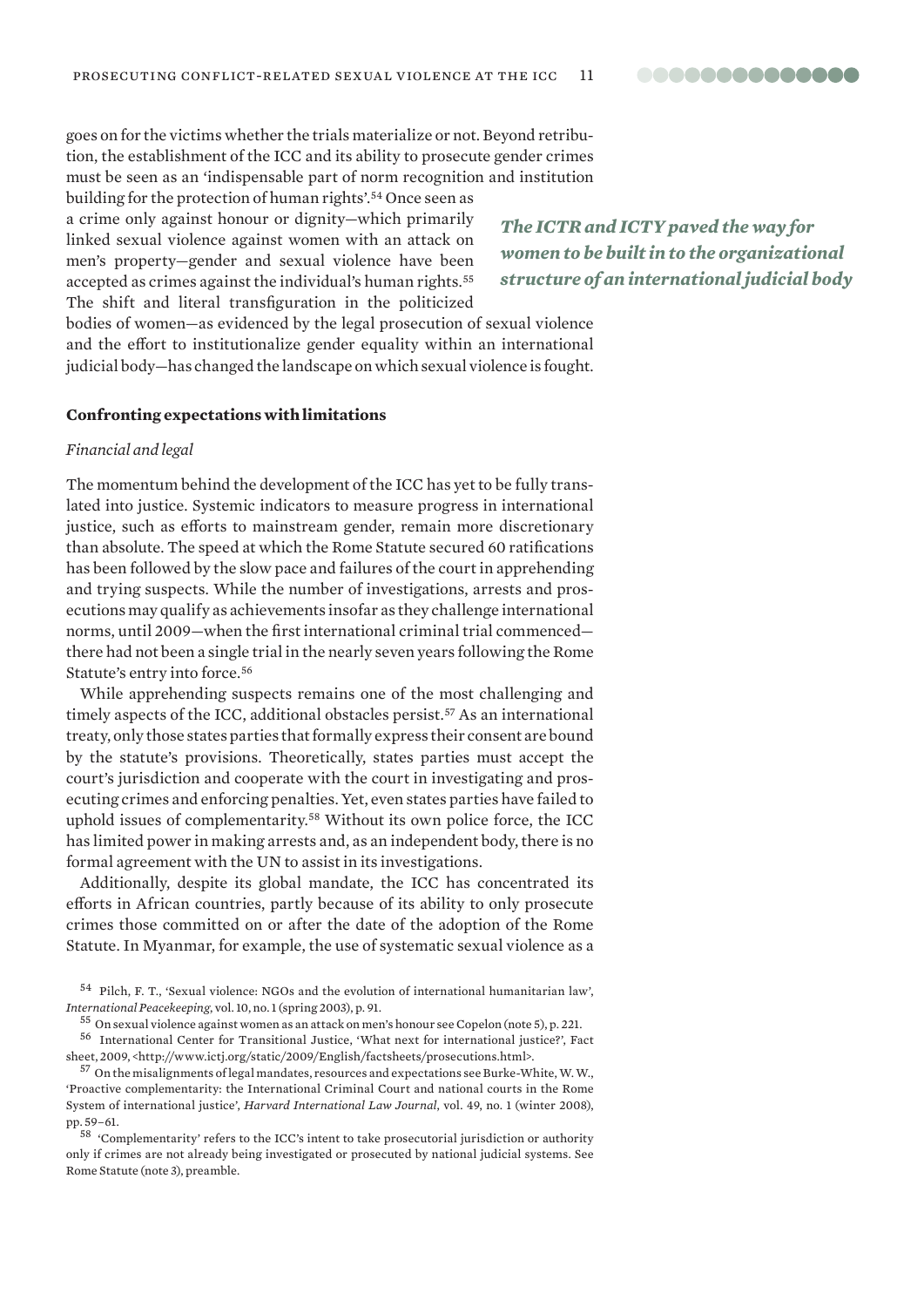goes on for the victims whether the trials materialize or not. Beyond retribution, the establishment of the ICC and its ability to prosecute gender crimes must be seen as an 'indispensable part of norm recognition and institution building for the protection of human rights'.[54] Once seen as a crime only against honour or dignity—which primarily linked sexual violence against women with an attack on men's property—gender and sexual violence have been accepted as crimes against the individual's human rights.[55] The shift and literal transfiguration in the politicized bodies of women—as evidenced by the legal prosecution of sexual violence and the effort to institutionalize gender equality within an international judicial body—has changed the landscape on which sexual violence is fought.

***The ICTR and ICTY paved the way for women to be built in to the organizational structure of an international judicial body***

**Confronting expectations with limitations**

*Financial and legal*

The momentum behind the development of the ICC has yet to be fully translated into justice. Systemic indicators to measure progress in international justice, such as efforts to mainstream gender, remain more discretionary than absolute. The speed at which the Rome Statute secured 60 ratifications has been followed by the slow pace and failures of the court in apprehending and trying suspects. While the number of investigations, arrests and prosecutions may qualify as achievements insofar as they challenge international norms, until 2009—when the first international criminal trial commenced—there had not been a single trial in the nearly seven years following the Rome Statute's entry into force.[56]

While apprehending suspects remains one of the most challenging and timely aspects of the ICC, additional obstacles persist.[57] As an international treaty, only those states parties that formally express their consent are bound by the statute's provisions. Theoretically, states parties must accept the court's jurisdiction and cooperate with the court in investigating and prosecuting crimes and enforcing penalties. Yet, even states parties have failed to uphold issues of complementarity.[58] Without its own police force, the ICC has limited power in making arrests and, as an independent body, there is no formal agreement with the UN to assist in its investigations.

Additionally, despite its global mandate, the ICC has concentrated its efforts in African countries, partly because of its ability to only prosecute crimes those committed on or after the date of the adoption of the Rome Statute. In Myanmar, for example, the use of systematic sexual violence as a

[54] Pilch, F. T., 'Sexual violence: NGOs and the evolution of international humanitarian law', *International Peacekeeping*, vol. 10, no. 1 (spring 2003), p. 91.

[55] On sexual violence against women as an attack on men's honour see Copelon (note 5), p. 221.

[56] International Center for Transitional Justice, 'What next for international justice?', Fact sheet, 2009, <http://www.ictj.org/static/2009/English/factsheets/prosecutions.html>.

[57] On the misalignments of legal mandates, resources and expectations see Burke-White, W. W., 'Proactive complementarity: the International Criminal Court and national courts in the Rome System of international justice', *Harvard International Law Journal*, vol. 49, no. 1 (winter 2008), pp. 59–61.

[58] 'Complementarity' refers to the ICC's intent to take prosecutorial jurisdiction or authority only if crimes are not already being investigated or prosecuted by national judicial systems. See Rome Statute (note 3), preamble.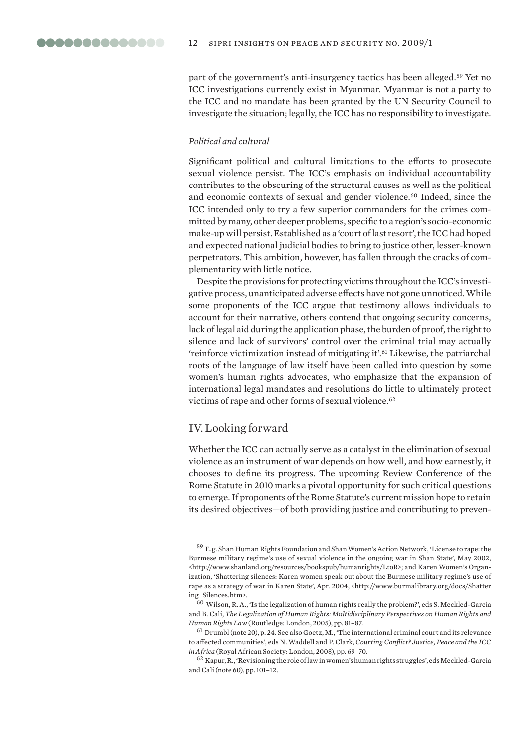part of the government's anti-insurgency tactics has been alleged.[59] Yet no ICC investigations currently exist in Myanmar. Myanmar is not a party to the ICC and no mandate has been granted by the UN Security Council to investigate the situation; legally, the ICC has no responsibility to investigate.

### *Political and cultural*

Significant political and cultural limitations to the efforts to prosecute sexual violence persist. The ICC's emphasis on individual accountability contributes to the obscuring of the structural causes as well as the political and economic contexts of sexual and gender violence.[60] Indeed, since the ICC intended only to try a few superior commanders for the crimes committed by many, other deeper problems, specific to a region's socio-economic make-up will persist. Established as a 'court of last resort', the ICC had hoped and expected national judicial bodies to bring to justice other, lesser-known perpetrators. This ambition, however, has fallen through the cracks of complementarity with little notice.

Despite the provisions for protecting victims throughout the ICC's investigative process, unanticipated adverse effects have not gone unnoticed. While some proponents of the ICC argue that testimony allows individuals to account for their narrative, others contend that ongoing security concerns, lack of legal aid during the application phase, the burden of proof, the right to silence and lack of survivors' control over the criminal trial may actually 'reinforce victimization instead of mitigating it'.[61] Likewise, the patriarchal roots of the language of law itself have been called into question by some women's human rights advocates, who emphasize that the expansion of international legal mandates and resolutions do little to ultimately protect victims of rape and other forms of sexual violence.[62]

## IV. Looking forward

Whether the ICC can actually serve as a catalyst in the elimination of sexual violence as an instrument of war depends on how well, and how earnestly, it chooses to define its progress. The upcoming Review Conference of the Rome Statute in 2010 marks a pivotal opportunity for such critical questions to emerge. If proponents of the Rome Statute's current mission hope to retain its desired objectives—of both providing justice and contributing to preven-

---

[59] E.g. Shan Human Rights Foundation and Shan Women's Action Network, 'License to rape: the Burmese military regime's use of sexual violence in the ongoing war in Shan State', May 2002, <http://www.shanland.org/resources/bookspub/humanrights/LtoR>; and Karen Women's Organization, 'Shattering silences: Karen women speak out about the Burmese military regime's use of rape as a strategy of war in Karen State', Apr. 2004, <http://www.burmalibrary.org/docs/Shattering_Silences.htm>.

[60] Wilson, R. A., 'Is the legalization of human rights really the problem?', eds S. Meckled-Garcia and B. Cali, *The Legalization of Human Rights: Multidisciplinary Perspectives on Human Rights and Human Rights Law* (Routledge: London, 2005), pp. 81–87.

[61] Drumbl (note 20), p. 24. See also Goetz, M., 'The international criminal court and its relevance to affected communities', eds N. Waddell and P. Clark, *Courting Conflict? Justice, Peace and the ICC in Africa* (Royal African Society: London, 2008), pp. 69–70.

[62] Kapur, R., 'Revisioning the role of law in women's human rights struggles', eds Meckled-Garcia and Cali (note 60), pp. 101–12.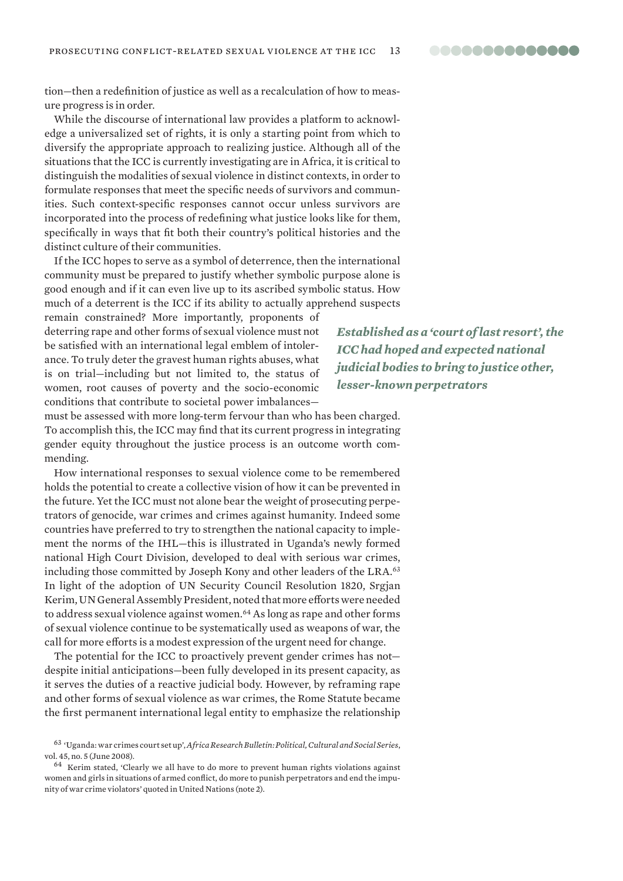tion—then a redefinition of justice as well as a recalculation of how to measure progress is in order.

While the discourse of international law provides a platform to acknowledge a universalized set of rights, it is only a starting point from which to diversify the appropriate approach to realizing justice. Although all of the situations that the ICC is currently investigating are in Africa, it is critical to distinguish the modalities of sexual violence in distinct contexts, in order to formulate responses that meet the specific needs of survivors and communities. Such context-specific responses cannot occur unless survivors are incorporated into the process of redefining what justice looks like for them, specifically in ways that fit both their country's political histories and the distinct culture of their communities.

If the ICC hopes to serve as a symbol of deterrence, then the international community must be prepared to justify whether symbolic purpose alone is good enough and if it can even live up to its ascribed symbolic status. How much of a deterrent is the ICC if its ability to actually apprehend suspects remain constrained? More importantly, proponents of deterring rape and other forms of sexual violence must not be satisfied with an international legal emblem of intolerance. To truly deter the gravest human rights abuses, what is on trial—including but not limited to, the status of women, root causes of poverty and the socio-economic conditions that contribute to societal power imbalances—must be assessed with more long-term fervour than who has been charged. To accomplish this, the ICC may find that its current progress in integrating gender equity throughout the justice process is an outcome worth commending.

***Established as a 'court of last resort', the ICC had hoped and expected national judicial bodies to bring to justice other, lesser-known perpetrators***

How international responses to sexual violence come to be remembered holds the potential to create a collective vision of how it can be prevented in the future. Yet the ICC must not alone bear the weight of prosecuting perpetrators of genocide, war crimes and crimes against humanity. Indeed some countries have preferred to try to strengthen the national capacity to implement the norms of the IHL—this is illustrated in Uganda's newly formed national High Court Division, developed to deal with serious war crimes, including those committed by Joseph Kony and other leaders of the LRA.[63] In light of the adoption of UN Security Council Resolution 1820, Srgjan Kerim, UN General Assembly President, noted that more efforts were needed to address sexual violence against women.[64] As long as rape and other forms of sexual violence continue to be systematically used as weapons of war, the call for more efforts is a modest expression of the urgent need for change.

The potential for the ICC to proactively prevent gender crimes has not—despite initial anticipations—been fully developed in its present capacity, as it serves the duties of a reactive judicial body. However, by reframing rape and other forms of sexual violence as war crimes, the Rome Statute became the first permanent international legal entity to emphasize the relationship

[63] 'Uganda: war crimes court set up', *Africa Research Bulletin: Political, Cultural and Social Series*, vol. 45, no. 5 (June 2008).

[64] Kerim stated, 'Clearly we all have to do more to prevent human rights violations against women and girls in situations of armed conflict, do more to punish perpetrators and end the impunity of war crime violators' quoted in United Nations (note 2).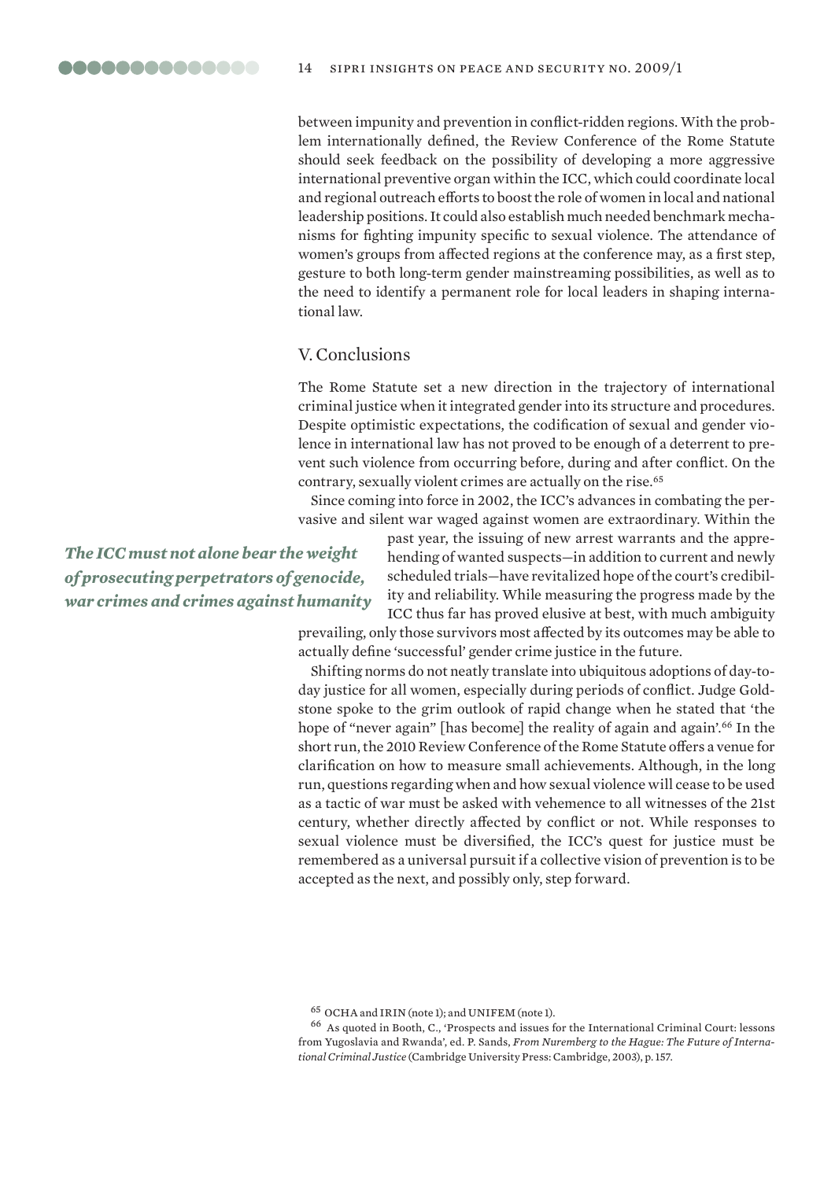between impunity and prevention in conflict-ridden regions. With the problem internationally defined, the Review Conference of the Rome Statute should seek feedback on the possibility of developing a more aggressive international preventive organ within the ICC, which could coordinate local and regional outreach efforts to boost the role of women in local and national leadership positions. It could also establish much needed benchmark mechanisms for fighting impunity specific to sexual violence. The attendance of women's groups from affected regions at the conference may, as a first step, gesture to both long-term gender mainstreaming possibilities, as well as to the need to identify a permanent role for local leaders in shaping international law.

## V. Conclusions

The Rome Statute set a new direction in the trajectory of international criminal justice when it integrated gender into its structure and procedures. Despite optimistic expectations, the codification of sexual and gender violence in international law has not proved to be enough of a deterrent to prevent such violence from occurring before, during and after conflict. On the contrary, sexually violent crimes are actually on the rise.[65]

Since coming into force in 2002, the ICC's advances in combating the pervasive and silent war waged against women are extraordinary. Within the past year, the issuing of new arrest warrants and the apprehending of wanted suspects—in addition to current and newly scheduled trials—have revitalized hope of the court's credibility and reliability. While measuring the progress made by the ICC thus far has proved elusive at best, with much ambiguity prevailing, only those survivors most affected by its outcomes may be able to actually define 'successful' gender crime justice in the future.

***The ICC must not alone bear the weight of prosecuting perpetrators of genocide, war crimes and crimes against humanity***

Shifting norms do not neatly translate into ubiquitous adoptions of day-to-day justice for all women, especially during periods of conflict. Judge Goldstone spoke to the grim outlook of rapid change when he stated that 'the hope of "never again" [has become] the reality of again and again'.[66] In the short run, the 2010 Review Conference of the Rome Statute offers a venue for clarification on how to measure small achievements. Although, in the long run, questions regarding when and how sexual violence will cease to be used as a tactic of war must be asked with vehemence to all witnesses of the 21st century, whether directly affected by conflict or not. While responses to sexual violence must be diversified, the ICC's quest for justice must be remembered as a universal pursuit if a collective vision of prevention is to be accepted as the next, and possibly only, step forward.

[65] OCHA and IRIN (note 1); and UNIFEM (note 1).

[66] As quoted in Booth, C., 'Prospects and issues for the International Criminal Court: lessons from Yugoslavia and Rwanda', ed. P. Sands, *From Nuremberg to the Hague: The Future of International Criminal Justice* (Cambridge University Press: Cambridge, 2003), p. 157.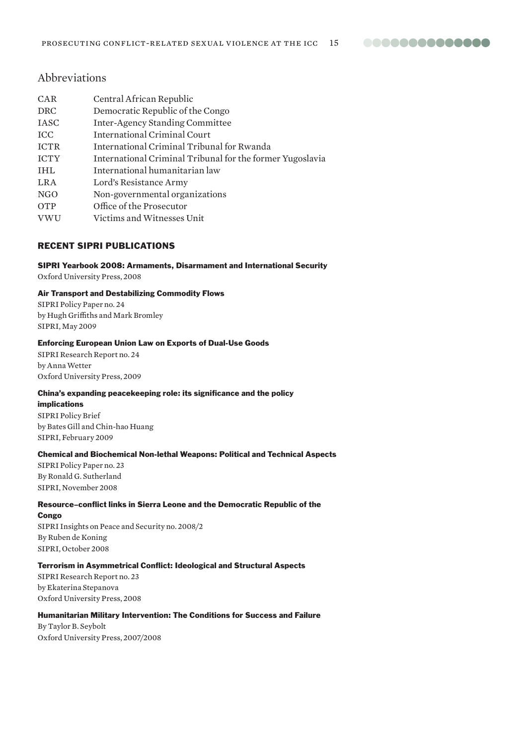## Abbreviations

| | |
|---|---|
| CAR | Central African Republic |
| DRC | Democratic Republic of the Congo |
| IASC | Inter-Agency Standing Committee |
| ICC | International Criminal Court |
| ICTR | International Criminal Tribunal for Rwanda |
| ICTY | International Criminal Tribunal for the former Yugoslavia |
| IHL | International humanitarian law |
| LRA | Lord's Resistance Army |
| NGO | Non-governmental organizations |
| OTP | Office of the Prosecutor |
| VWU | Victims and Witnesses Unit |

## RECENT SIPRI PUBLICATIONS

**SIPRI Yearbook 2008: Armaments, Disarmament and International Security**
Oxford University Press, 2008

**Air Transport and Destabilizing Commodity Flows**
SIPRI Policy Paper no. 24
by Hugh Griffiths and Mark Bromley
SIPRI, May 2009

**Enforcing European Union Law on Exports of Dual-Use Goods**
SIPRI Research Report no. 24
by Anna Wetter
Oxford University Press, 2009

**China's expanding peacekeeping role: its significance and the policy implications**
SIPRI Policy Brief
by Bates Gill and Chin-hao Huang
SIPRI, February 2009

**Chemical and Biochemical Non-lethal Weapons: Political and Technical Aspects**
SIPRI Policy Paper no. 23
By Ronald G. Sutherland
SIPRI, November 2008

**Resource–conflict links in Sierra Leone and the Democratic Republic of the Congo**
SIPRI Insights on Peace and Security no. 2008/2
By Ruben de Koning
SIPRI, October 2008

**Terrorism in Asymmetrical Conflict: Ideological and Structural Aspects**
SIPRI Research Report no. 23
by Ekaterina Stepanova
Oxford University Press, 2008

**Humanitarian Military Intervention: The Conditions for Success and Failure**
By Taylor B. Seybolt
Oxford University Press, 2007/2008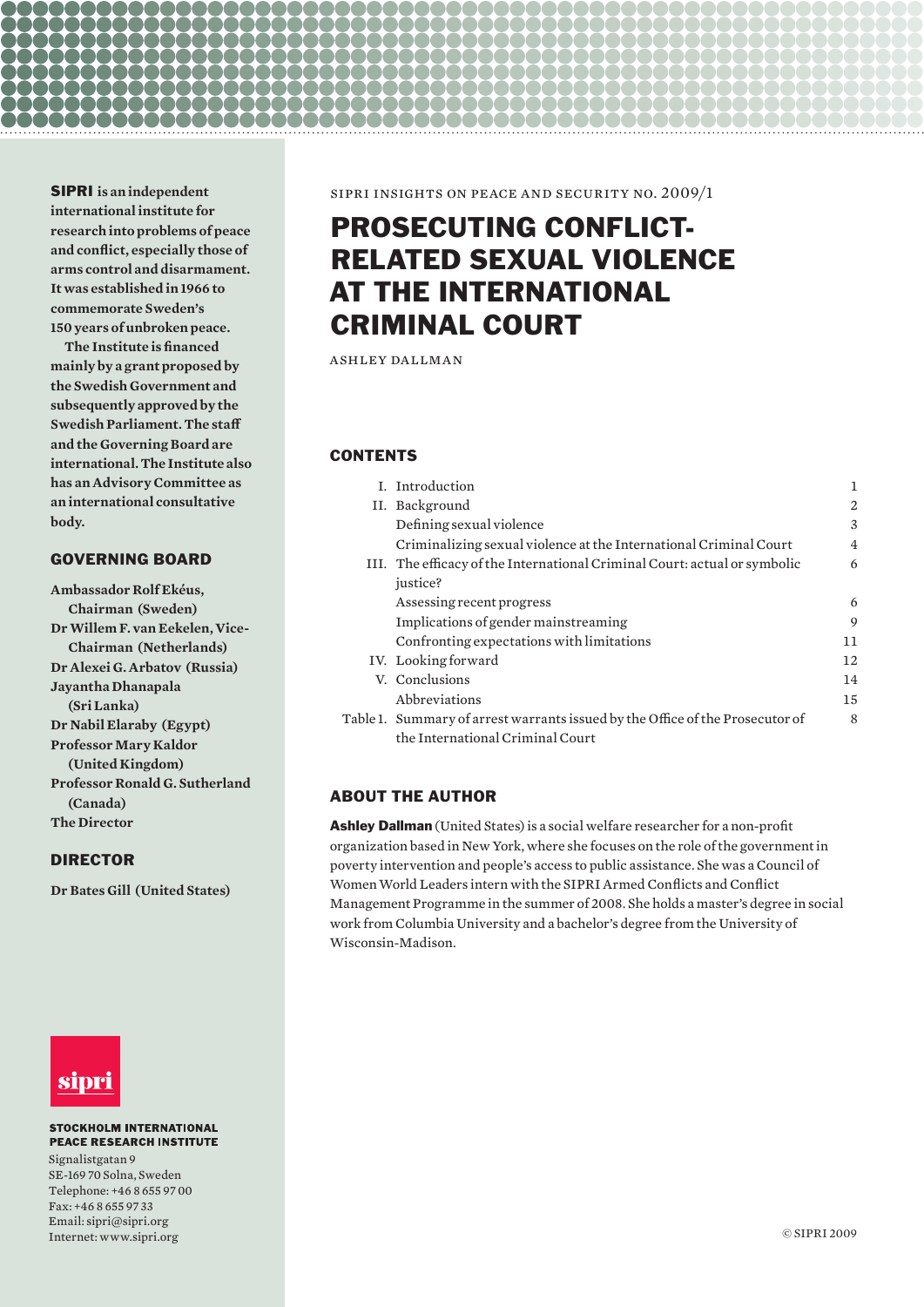**SIPRI** is an independent international institute for research into problems of peace and conflict, especially those of arms control and disarmament. It was established in 1966 to commemorate Sweden's 150 years of unbroken peace.

The Institute is financed mainly by a grant proposed by the Swedish Government and subsequently approved by the Swedish Parliament. The staff and the Governing Board are international. The Institute also has an Advisory Committee as an international consultative body.

## GOVERNING BOARD

Ambassador Rolf Ekéus, Chairman (Sweden)
Dr Willem F. van Eekelen, Vice-Chairman (Netherlands)
Dr Alexei G. Arbatov (Russia)
Jayantha Dhanapala (Sri Lanka)
Dr Nabil Elaraby (Egypt)
Professor Mary Kaldor (United Kingdom)
Professor Ronald G. Sutherland (Canada)
The Director

## DIRECTOR

Dr Bates Gill (United States)

**STOCKHOLM INTERNATIONAL PEACE RESEARCH INSTITUTE**
Signalistgatan 9
SE-169 70 Solna, Sweden
Telephone: +46 8 655 97 00
Fax: +46 8 655 97 33
Email: sipri@sipri.org
Internet: www.sipri.org

SIPRI INSIGHTS ON PEACE AND SECURITY NO. 2009/1

# PROSECUTING CONFLICT-RELATED SEXUAL VIOLENCE AT THE INTERNATIONAL CRIMINAL COURT

ASHLEY DALLMAN

## CONTENTS

| | | |
|---|---|---|
| I. | Introduction | 1 |
| II. | Background | 2 |
| | Defining sexual violence | 3 |
| | Criminalizing sexual violence at the International Criminal Court | 4 |
| III. | The efficacy of the International Criminal Court: actual or symbolic justice? | 6 |
| | Assessing recent progress | 6 |
| | Implications of gender mainstreaming | 9 |
| | Confronting expectations with limitations | 11 |
| IV. | Looking forward | 12 |
| V. | Conclusions | 14 |
| | Abbreviations | 15 |
| Table 1. | Summary of arrest warrants issued by the Office of the Prosecutor of the International Criminal Court | 8 |

## ABOUT THE AUTHOR

**Ashley Dallman** (United States) is a social welfare researcher for a non-profit organization based in New York, where she focuses on the role of the government in poverty intervention and people's access to public assistance. She was a Council of Women World Leaders intern with the SIPRI Armed Conflicts and Conflict Management Programme in the summer of 2008. She holds a master's degree in social work from Columbia University and a bachelor's degree from the University of Wisconsin-Madison.

© SIPRI 2009